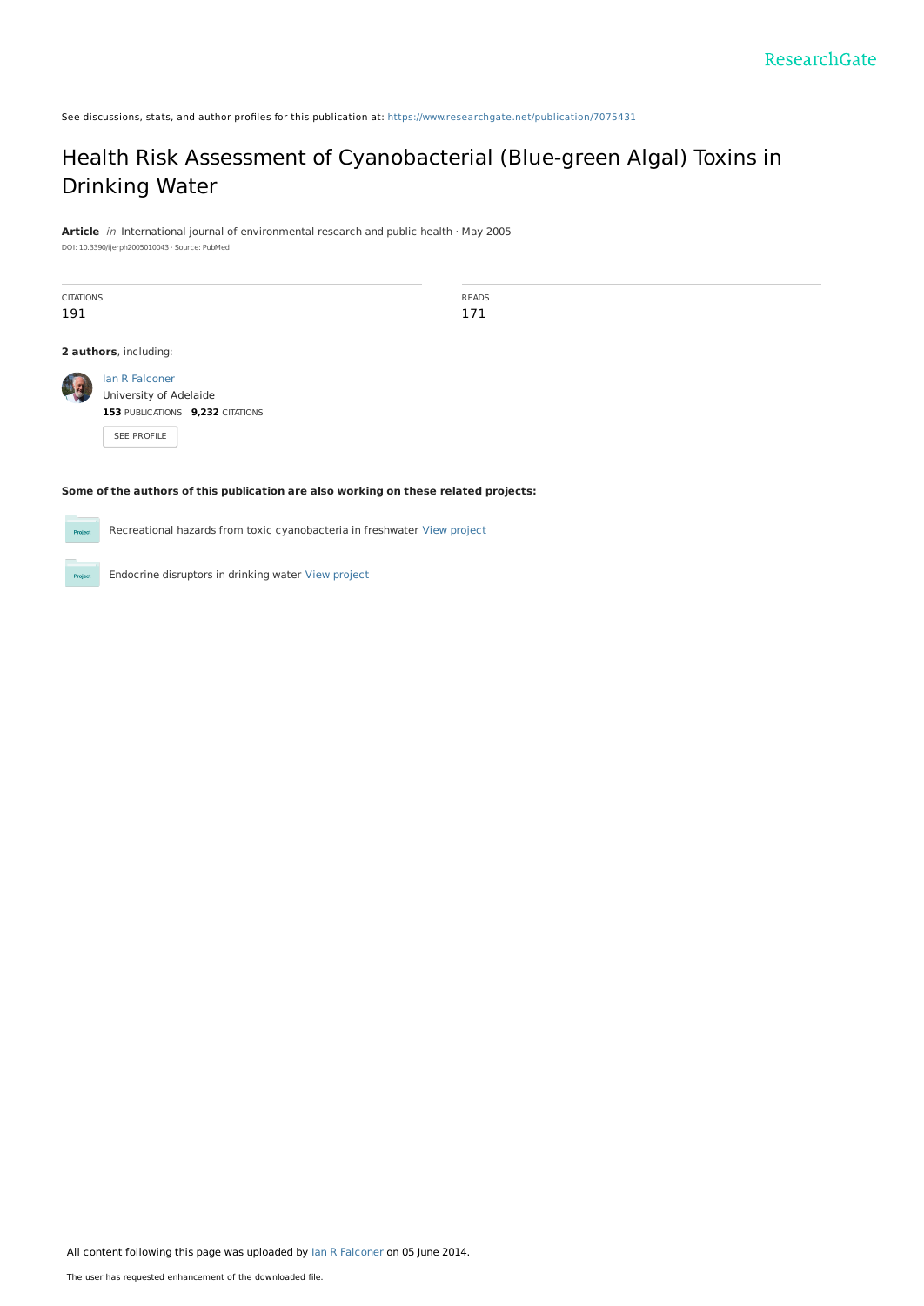See discussions, stats, and author profiles for this publication at: https://www.researchgate.net/publication/7075431

# Health Risk Assessment of Cyanobacterial (Blue-green Algal) Toxins in Drinking Water

**Article** *in* International journal of environmental research and public health · May 2005

DOI: 10.3390/ijerph2005010043 · Source: PubMed

| CITATIONS | READS |
|---|---|
| 191 | 171 |

**2 authors**, including:

Ian R Falconer
University of Adelaide
**153** PUBLICATIONS **9,232** CITATIONS

SEE PROFILE

**Some of the authors of this publication are also working on these related projects:**

Recreational hazards from toxic cyanobacteria in freshwater View project

Endocrine disruptors in drinking water View project

All content following this page was uploaded by Ian R Falconer on 05 June 2014.

The user has requested enhancement of the downloaded file.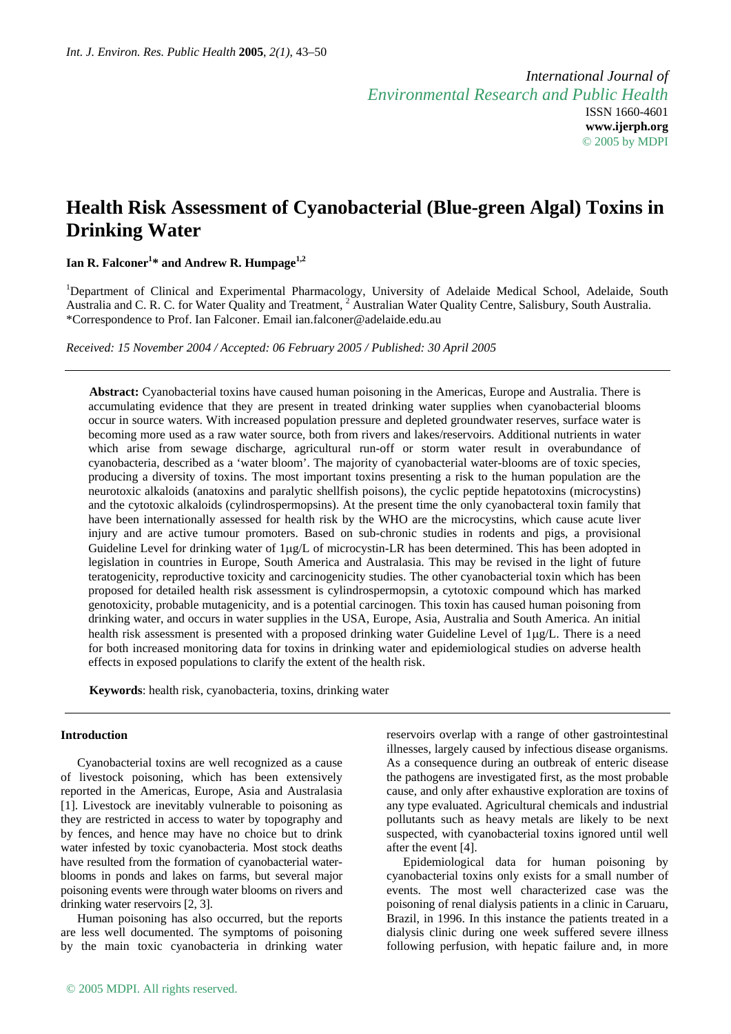# Health Risk Assessment of Cyanobacterial (Blue-green Algal) Toxins in Drinking Water

**Ian R. Falconer[1]* and Andrew R. Humpage[1,2]**

[1]Department of Clinical and Experimental Pharmacology, University of Adelaide Medical School, Adelaide, South Australia and C. R. C. for Water Quality and Treatment, [2] Australian Water Quality Centre, Salisbury, South Australia. *Correspondence to Prof. Ian Falconer. Email ian.falconer@adelaide.edu.au

*Received: 15 November 2004 / Accepted: 06 February 2005 / Published: 30 April 2005*

---

**Abstract:** Cyanobacterial toxins have caused human poisoning in the Americas, Europe and Australia. There is accumulating evidence that they are present in treated drinking water supplies when cyanobacterial blooms occur in source waters. With increased population pressure and depleted groundwater reserves, surface water is becoming more used as a raw water source, both from rivers and lakes/reservoirs. Additional nutrients in water which arise from sewage discharge, agricultural run-off or storm water result in overabundance of cyanobacteria, described as a 'water bloom'. The majority of cyanobacterial water-blooms are of toxic species, producing a diversity of toxins. The most important toxins presenting a risk to the human population are the neurotoxic alkaloids (anatoxins and paralytic shellfish poisons), the cyclic peptide hepatotoxins (microcystins) and the cytotoxic alkaloids (cylindrospermopsins). At the present time the only cyanobacterial toxin family that have been internationally assessed for health risk by the WHO are the microcystins, which cause acute liver injury and are active tumour promoters. Based on sub-chronic studies in rodents and pigs, a provisional Guideline Level for drinking water of 1μg/L of microcystin-LR has been determined. This has been adopted in legislation in countries in Europe, South America and Australasia. This may be revised in the light of future teratogenicity, reproductive toxicity and carcinogenicity studies. The other cyanobacterial toxin which has been proposed for detailed health risk assessment is cylindrospermopsin, a cytotoxic compound which has marked genotoxicity, probable mutagenicity, and is a potential carcinogen. This toxin has caused human poisoning from drinking water, and occurs in water supplies in the USA, Europe, Asia, Australia and South America. An initial health risk assessment is presented with a proposed drinking water Guideline Level of 1μg/L. There is a need for both increased monitoring data for toxins in drinking water and epidemiological studies on adverse health effects in exposed populations to clarify the extent of the health risk.

**Keywords**: health risk, cyanobacteria, toxins, drinking water

---

## Introduction

Cyanobacterial toxins are well recognized as a cause of livestock poisoning, which has been extensively reported in the Americas, Europe, Asia and Australasia [1]. Livestock are inevitably vulnerable to poisoning as they are restricted in access to water by topography and by fences, and hence may have no choice but to drink water infested by toxic cyanobacteria. Most stock deaths have resulted from the formation of cyanobacterial water-blooms in ponds and lakes on farms, but several major poisoning events were through water blooms on rivers and drinking water reservoirs [2, 3].

Human poisoning has also occurred, but the reports are less well documented. The symptoms of poisoning by the main toxic cyanobacteria in drinking water reservoirs overlap with a range of other gastrointestinal illnesses, largely caused by infectious disease organisms. As a consequence during an outbreak of enteric disease the pathogens are investigated first, as the most probable cause, and only after exhaustive exploration are toxins of any type evaluated. Agricultural chemicals and industrial pollutants such as heavy metals are likely to be next suspected, with cyanobacterial toxins ignored until well after the event [4].

Epidemiological data for human poisoning by cyanobacterial toxins only exists for a small number of events. The most well characterized case was the poisoning of renal dialysis patients in a clinic in Caruaru, Brazil, in 1996. In this instance the patients treated in a dialysis clinic during one week suffered severe illness following perfusion, with hepatic failure and, in more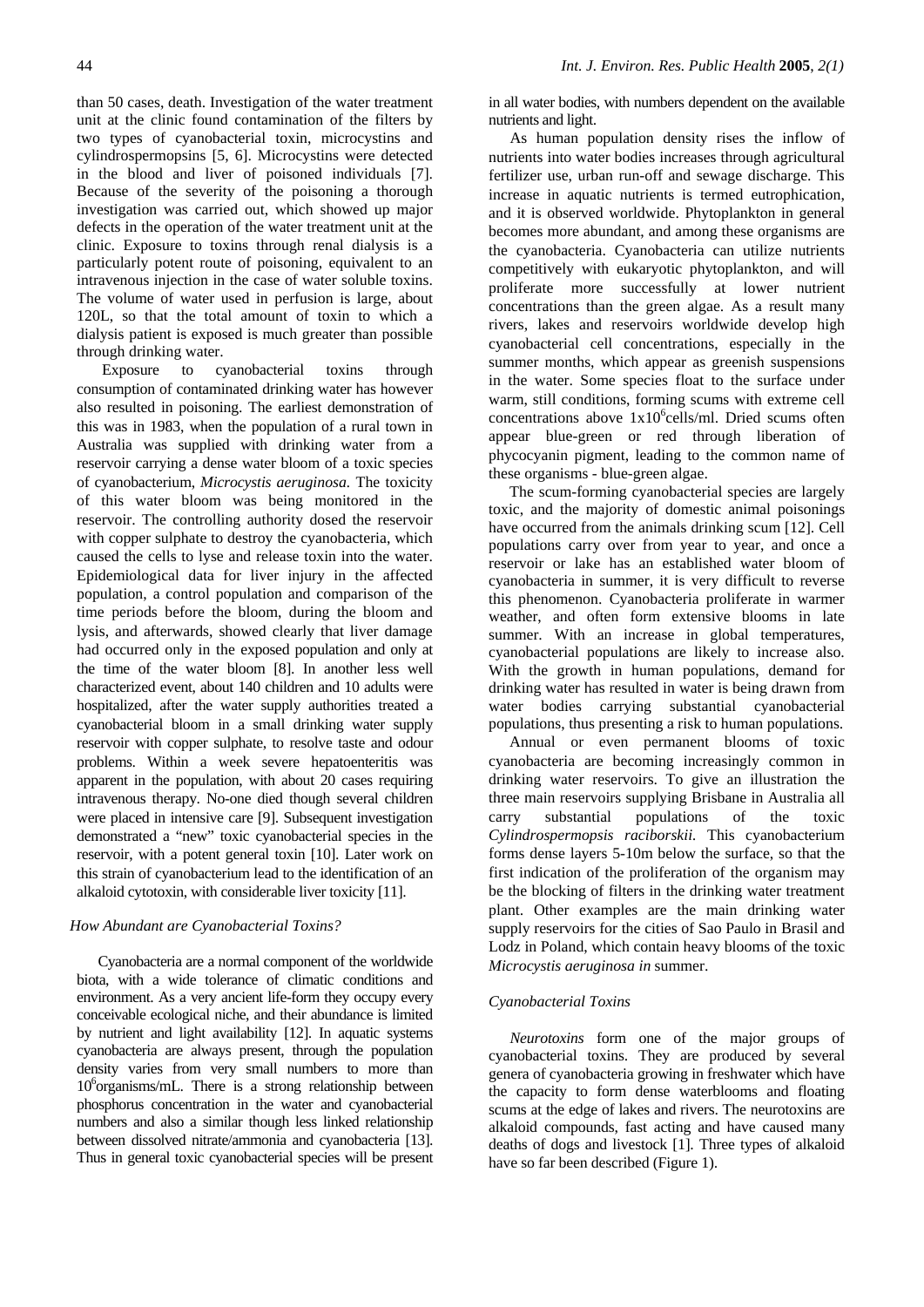than 50 cases, death. Investigation of the water treatment unit at the clinic found contamination of the filters by two types of cyanobacterial toxin, microcystins and cylindrospermopsins [5, 6]. Microcystins were detected in the blood and liver of poisoned individuals [7]. Because of the severity of the poisoning a thorough investigation was carried out, which showed up major defects in the operation of the water treatment unit at the clinic. Exposure to toxins through renal dialysis is a particularly potent route of poisoning, equivalent to an intravenous injection in the case of water soluble toxins. The volume of water used in perfusion is large, about 120L, so that the total amount of toxin to which a dialysis patient is exposed is much greater than possible through drinking water.

Exposure to cyanobacterial toxins through consumption of contaminated drinking water has however also resulted in poisoning. The earliest demonstration of this was in 1983, when the population of a rural town in Australia was supplied with drinking water from a reservoir carrying a dense water bloom of a toxic species of cyanobacterium, *Microcystis aeruginosa.* The toxicity of this water bloom was being monitored in the reservoir. The controlling authority dosed the reservoir with copper sulphate to destroy the cyanobacteria, which caused the cells to lyse and release toxin into the water. Epidemiological data for liver injury in the affected population, a control population and comparison of the time periods before the bloom, during the bloom and lysis, and afterwards, showed clearly that liver damage had occurred only in the exposed population and only at the time of the water bloom [8]. In another less well characterized event, about 140 children and 10 adults were hospitalized, after the water supply authorities treated a cyanobacterial bloom in a small drinking water supply reservoir with copper sulphate, to resolve taste and odour problems. Within a week severe hepatoenteritis was apparent in the population, with about 20 cases requiring intravenous therapy. No-one died though several children were placed in intensive care [9]. Subsequent investigation demonstrated a "new" toxic cyanobacterial species in the reservoir, with a potent general toxin [10]. Later work on this strain of cyanobacterium lead to the identification of an alkaloid cytotoxin, with considerable liver toxicity [11].

### *How Abundant are Cyanobacterial Toxins?*

Cyanobacteria are a normal component of the worldwide biota, with a wide tolerance of climatic conditions and environment. As a very ancient life-form they occupy every conceivable ecological niche, and their abundance is limited by nutrient and light availability [12]. In aquatic systems cyanobacteria are always present, through the population density varies from very small numbers to more than $10^6$organisms/mL. There is a strong relationship between phosphorus concentration in the water and cyanobacterial numbers and also a similar though less linked relationship between dissolved nitrate/ammonia and cyanobacteria [13]. Thus in general toxic cyanobacterial species will be present in all water bodies, with numbers dependent on the available nutrients and light.

As human population density rises the inflow of nutrients into water bodies increases through agricultural fertilizer use, urban run-off and sewage discharge. This increase in aquatic nutrients is termed eutrophication, and it is observed worldwide. Phytoplankton in general becomes more abundant, and among these organisms are the cyanobacteria. Cyanobacteria can utilize nutrients competitively with eukaryotic phytoplankton, and will proliferate more successfully at lower nutrient concentrations than the green algae. As a result many rivers, lakes and reservoirs worldwide develop high cyanobacterial cell concentrations, especially in the summer months, which appear as greenish suspensions in the water. Some species float to the surface under warm, still conditions, forming scums with extreme cell concentrations above $1x10^6$cells/ml. Dried scums often appear blue-green or red through liberation of phycocyanin pigment, leading to the common name of these organisms - blue-green algae.

The scum-forming cyanobacterial species are largely toxic, and the majority of domestic animal poisonings have occurred from the animals drinking scum [12]. Cell populations carry over from year to year, and once a reservoir or lake has an established water bloom of cyanobacteria in summer, it is very difficult to reverse this phenomenon. Cyanobacteria proliferate in warmer weather, and often form extensive blooms in late summer. With an increase in global temperatures, cyanobacterial populations are likely to increase also. With the growth in human populations, demand for drinking water has resulted in water is being drawn from water bodies carrying substantial cyanobacterial populations, thus presenting a risk to human populations.

Annual or even permanent blooms of toxic cyanobacteria are becoming increasingly common in drinking water reservoirs. To give an illustration the three main reservoirs supplying Brisbane in Australia all carry substantial populations of the toxic *Cylindrospermopsis raciborskii.* This cyanobacterium forms dense layers 5-10m below the surface, so that the first indication of the proliferation of the organism may be the blocking of filters in the drinking water treatment plant. Other examples are the main drinking water supply reservoirs for the cities of Sao Paulo in Brasil and Lodz in Poland, which contain heavy blooms of the toxic *Microcystis aeruginosa in* summer.

### *Cyanobacterial Toxins*

*Neurotoxins* form one of the major groups of cyanobacterial toxins. They are produced by several genera of cyanobacteria growing in freshwater which have the capacity to form dense waterblooms and floating scums at the edge of lakes and rivers. The neurotoxins are alkaloid compounds, fast acting and have caused many deaths of dogs and livestock [1]. Three types of alkaloid have so far been described (Figure 1).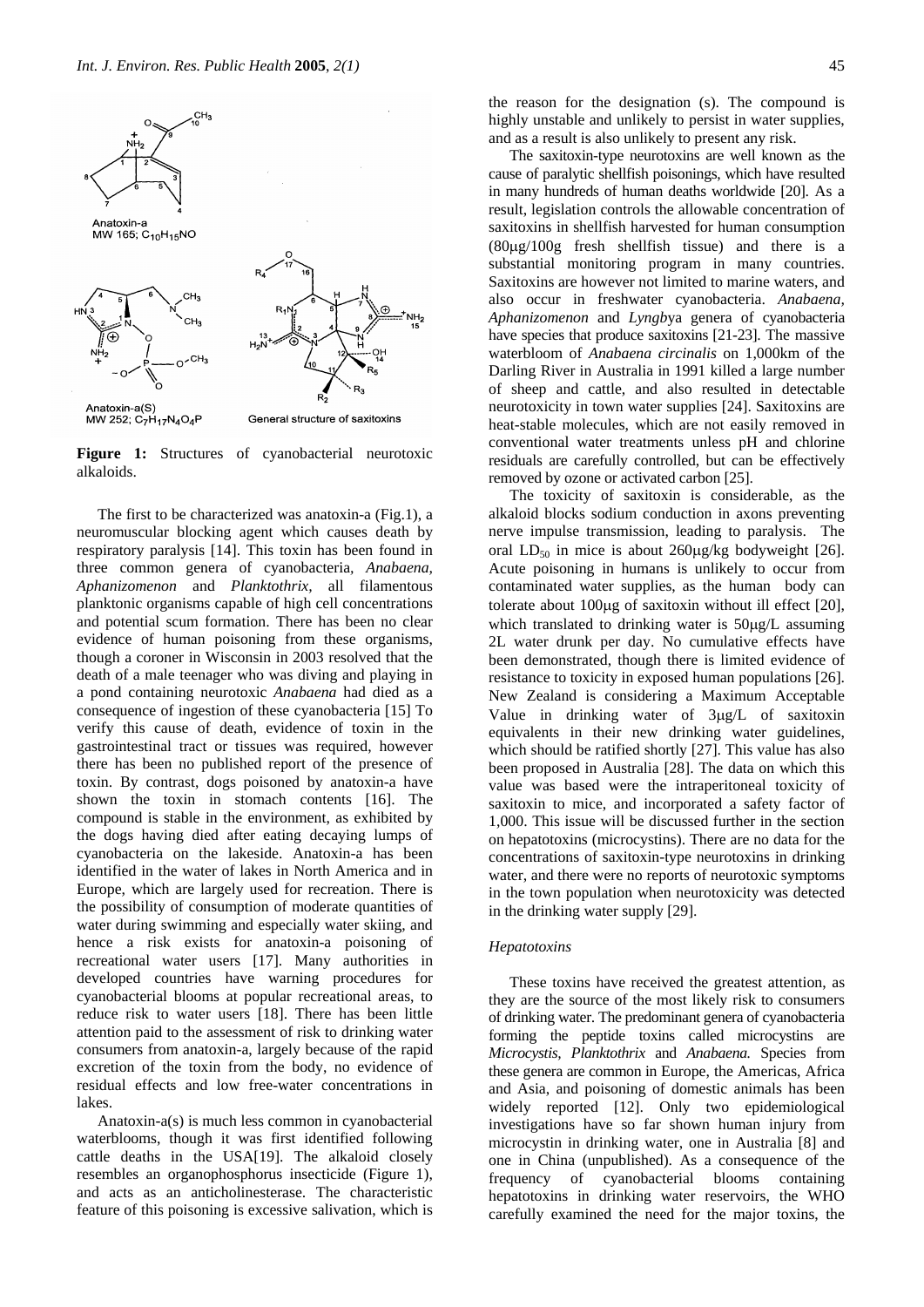Anatoxin-a
MW 165; $C_{10}H_{15}NO$

Anatoxin-a(S)
MW 252; $C_7H_{17}N_4O_4P$

General structure of saxitoxins

**Figure 1:** Structures of cyanobacterial neurotoxic alkaloids.

The first to be characterized was anatoxin-a (Fig.1), a neuromuscular blocking agent which causes death by respiratory paralysis [14]. This toxin has been found in three common genera of cyanobacteria, *Anabaena, Aphanizomenon* and *Planktothrix,* all filamentous planktonic organisms capable of high cell concentrations and potential scum formation. There has been no clear evidence of human poisoning from these organisms, though a coroner in Wisconsin in 2003 resolved that the death of a male teenager who was diving and playing in a pond containing neurotoxic *Anabaena* had died as a consequence of ingestion of these cyanobacteria [15] To verify this cause of death, evidence of toxin in the gastrointestinal tract or tissues was required, however there has been no published report of the presence of toxin. By contrast, dogs poisoned by anatoxin-a have shown the toxin in stomach contents [16]. The compound is stable in the environment, as exhibited by the dogs having died after eating decaying lumps of cyanobacteria on the lakeside. Anatoxin-a has been identified in the water of lakes in North America and in Europe, which are largely used for recreation. There is the possibility of consumption of moderate quantities of water during swimming and especially water skiing, and hence a risk exists for anatoxin-a poisoning of recreational water users [17]. Many authorities in developed countries have warning procedures for cyanobacterial blooms at popular recreational areas, to reduce risk to water users [18]. There has been little attention paid to the assessment of risk to drinking water consumers from anatoxin-a, largely because of the rapid excretion of the toxin from the body, no evidence of residual effects and low free-water concentrations in lakes.

Anatoxin-a(s) is much less common in cyanobacterial waterblooms, though it was first identified following cattle deaths in the USA[19]. The alkaloid closely resembles an organophosphorus insecticide (Figure 1), and acts as an anticholinesterase. The characteristic feature of this poisoning is excessive salivation, which is the reason for the designation (s). The compound is highly unstable and unlikely to persist in water supplies, and as a result is also unlikely to present any risk.

The saxitoxin-type neurotoxins are well known as the cause of paralytic shellfish poisonings, which have resulted in many hundreds of human deaths worldwide [20]. As a result, legislation controls the allowable concentration of saxitoxins in shellfish harvested for human consumption (80μg/100g fresh shellfish tissue) and there is a substantial monitoring program in many countries. Saxitoxins are however not limited to marine waters, and also occur in freshwater cyanobacteria. *Anabaena, Aphanizomenon* and *Lyngby*a genera of cyanobacteria have species that produce saxitoxins [21-23]. The massive waterbloom of *Anabaena circinalis* on 1,000km of the Darling River in Australia in 1991 killed a large number of sheep and cattle, and also resulted in detectable neurotoxicity in town water supplies [24]. Saxitoxins are heat-stable molecules, which are not easily removed in conventional water treatments unless pH and chlorine residuals are carefully controlled, but can be effectively removed by ozone or activated carbon [25].

The toxicity of saxitoxin is considerable, as the alkaloid blocks sodium conduction in axons preventing nerve impulse transmission, leading to paralysis. The oral $LD_{50}$ in mice is about 260μg/kg bodyweight [26]. Acute poisoning in humans is unlikely to occur from contaminated water supplies, as the human body can tolerate about 100μg of saxitoxin without ill effect [20], which translated to drinking water is 50μg/L assuming 2L water drunk per day. No cumulative effects have been demonstrated, though there is limited evidence of resistance to toxicity in exposed human populations [26]. New Zealand is considering a Maximum Acceptable Value in drinking water of 3μg/L of saxitoxin equivalents in their new drinking water guidelines, which should be ratified shortly [27]. This value has also been proposed in Australia [28]. The data on which this value was based were the intraperitoneal toxicity of saxitoxin to mice, and incorporated a safety factor of 1,000. This issue will be discussed further in the section on hepatotoxins (microcystins). There are no data for the concentrations of saxitoxin-type neurotoxins in drinking water, and there were no reports of neurotoxic symptoms in the town population when neurotoxicity was detected in the drinking water supply [29].

### *Hepatotoxins*

These toxins have received the greatest attention, as they are the source of the most likely risk to consumers of drinking water. The predominant genera of cyanobacteria forming the peptide toxins called microcystins are *Microcystis, Planktothrix* and *Anabaena.* Species from these genera are common in Europe, the Americas, Africa and Asia, and poisoning of domestic animals has been widely reported [12]. Only two epidemiological investigations have so far shown human injury from microcystin in drinking water, one in Australia [8] and one in China (unpublished). As a consequence of the frequency of cyanobacterial blooms containing hepatotoxins in drinking water reservoirs, the WHO carefully examined the need for the major toxins, the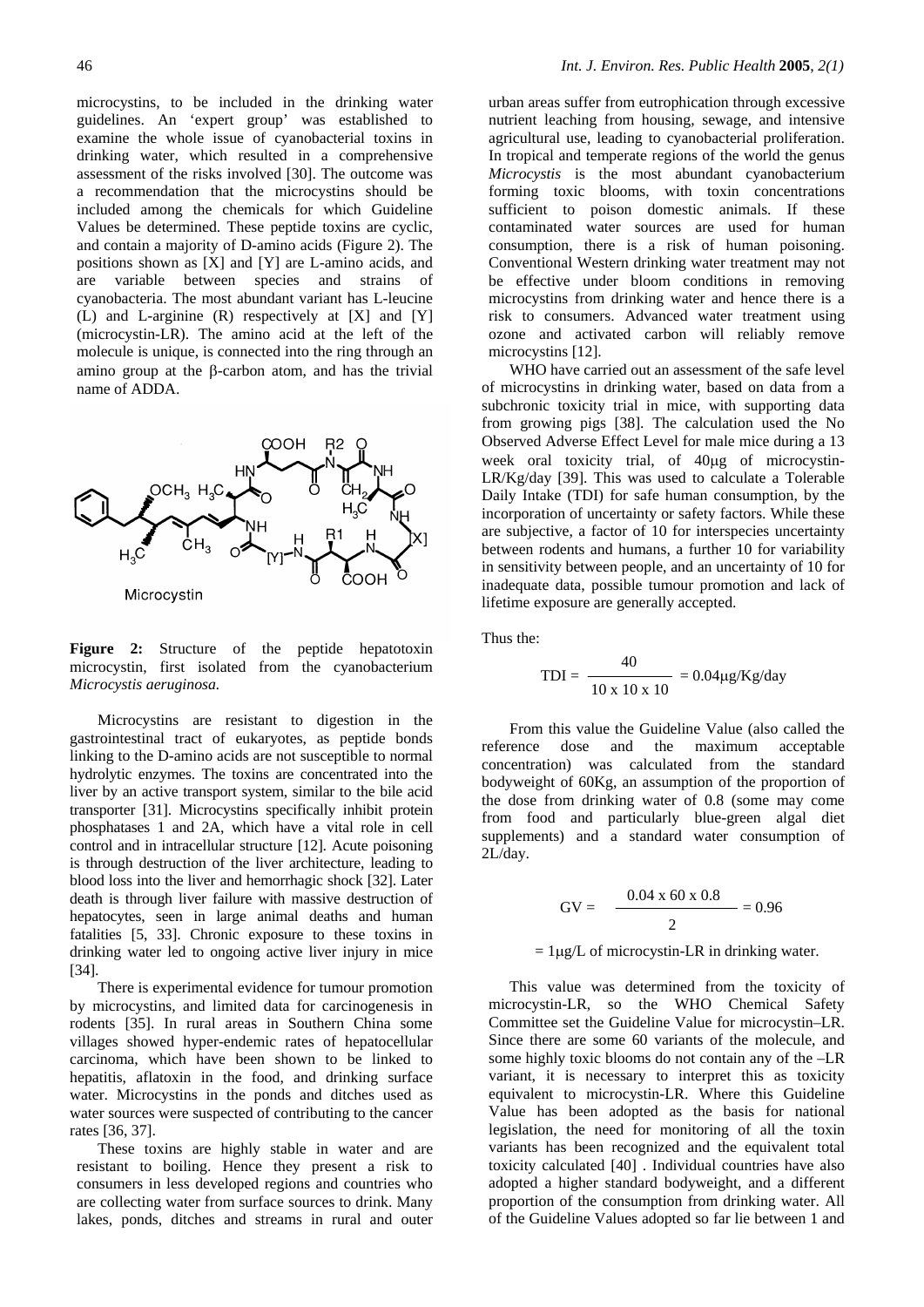microcystins, to be included in the drinking water guidelines. An 'expert group' was established to examine the whole issue of cyanobacterial toxins in drinking water, which resulted in a comprehensive assessment of the risks involved [30]. The outcome was a recommendation that the microcystins should be included among the chemicals for which Guideline Values be determined. These peptide toxins are cyclic, and contain a majority of D-amino acids (Figure 2). The positions shown as [X] and [Y] are L-amino acids, and are variable between species and strains of cyanobacteria. The most abundant variant has L-leucine (L) and L-arginine (R) respectively at [X] and [Y] (microcystin-LR). The amino acid at the left of the molecule is unique, is connected into the ring through an amino group at the β-carbon atom, and has the trivial name of ADDA.

**Figure 2:** Structure of the peptide hepatotoxin microcystin, first isolated from the cyanobacterium *Microcystis aeruginosa.*

Microcystins are resistant to digestion in the gastrointestinal tract of eukaryotes, as peptide bonds linking to the D-amino acids are not susceptible to normal hydrolytic enzymes. The toxins are concentrated into the liver by an active transport system, similar to the bile acid transporter [31]. Microcystins specifically inhibit protein phosphatases 1 and 2A, which have a vital role in cell control and in intracellular structure [12]. Acute poisoning is through destruction of the liver architecture, leading to blood loss into the liver and hemorrhagic shock [32]. Later death is through liver failure with massive destruction of hepatocytes, seen in large animal deaths and human fatalities [5, 33]. Chronic exposure to these toxins in drinking water led to ongoing active liver injury in mice [34].

There is experimental evidence for tumour promotion by microcystins, and limited data for carcinogenesis in rodents [35]. In rural areas in Southern China some villages showed hyper-endemic rates of hepatocellular carcinoma, which have been shown to be linked to hepatitis, aflatoxin in the food, and drinking surface water. Microcystins in the ponds and ditches used as water sources were suspected of contributing to the cancer rates [36, 37].

These toxins are highly stable in water and are resistant to boiling. Hence they present a risk to consumers in less developed regions and countries who are collecting water from surface sources to drink. Many lakes, ponds, ditches and streams in rural and outer urban areas suffer from eutrophication through excessive nutrient leaching from housing, sewage, and intensive agricultural use, leading to cyanobacterial proliferation. In tropical and temperate regions of the world the genus *Microcystis* is the most abundant cyanobacterium forming toxic blooms, with toxin concentrations sufficient to poison domestic animals. If these contaminated water sources are used for human consumption, there is a risk of human poisoning. Conventional Western drinking water treatment may not be effective under bloom conditions in removing microcystins from drinking water and hence there is a risk to consumers. Advanced water treatment using ozone and activated carbon will reliably remove microcystins [12].

WHO have carried out an assessment of the safe level of microcystins in drinking water, based on data from a subchronic toxicity trial in mice, with supporting data from growing pigs [38]. The calculation used the No Observed Adverse Effect Level for male mice during a 13 week oral toxicity trial, of 40μg of microcystin-LR/Kg/day [39]. This was used to calculate a Tolerable Daily Intake (TDI) for safe human consumption, by the incorporation of uncertainty or safety factors. While these are subjective, a factor of 10 for interspecies uncertainty between rodents and humans, a further 10 for variability in sensitivity between people, and an uncertainty of 10 for inadequate data, possible tumour promotion and lack of lifetime exposure are generally accepted.

Thus the:

$$\text{TDI} = \frac{40}{10 \times 10 \times 10} = 0.04\mu\text{g/Kg/day}$$

From this value the Guideline Value (also called the reference dose and the maximum acceptable concentration) was calculated from the standard bodyweight of 60Kg, an assumption of the proportion of the dose from drinking water of 0.8 (some may come from food and particularly blue-green algal diet supplements) and a standard water consumption of 2L/day.

$$\text{GV} = \frac{0.04 \times 60 \times 0.8}{2} = 0.96$$

$= 1\mu$g/L of microcystin-LR in drinking water.

This value was determined from the toxicity of microcystin-LR, so the WHO Chemical Safety Committee set the Guideline Value for microcystin–LR. Since there are some 60 variants of the molecule, and some highly toxic blooms do not contain any of the –LR variant, it is necessary to interpret this as toxicity equivalent to microcystin-LR. Where this Guideline Value has been adopted as the basis for national legislation, the need for monitoring of all the toxin variants has been recognized and the equivalent total toxicity calculated [40] . Individual countries have also adopted a higher standard bodyweight, and a different proportion of the consumption from drinking water. All of the Guideline Values adopted so far lie between 1 and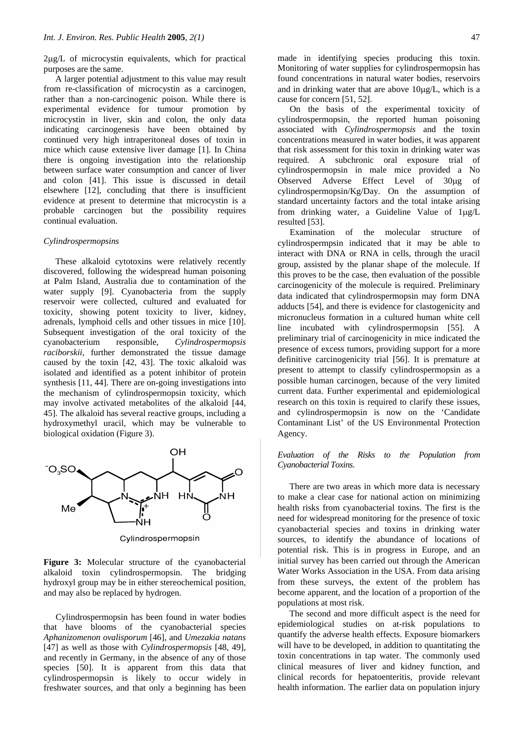2μg/L of microcystin equivalents, which for practical purposes are the same.

A larger potential adjustment to this value may result from re-classification of microcystin as a carcinogen, rather than a non-carcinogenic poison. While there is experimental evidence for tumour promotion by microcystin in liver, skin and colon, the only data indicating carcinogenesis have been obtained by continued very high intraperitoneal doses of toxin in mice which cause extensive liver damage [1]. In China there is ongoing investigation into the relationship between surface water consumption and cancer of liver and colon [41]. This issue is discussed in detail elsewhere [12], concluding that there is insufficient evidence at present to determine that microcystin is a probable carcinogen but the possibility requires continual evaluation.

### *Cylindrospermopsins*

These alkaloid cytotoxins were relatively recently discovered, following the widespread human poisoning at Palm Island, Australia due to contamination of the water supply [9]. Cyanobacteria from the supply reservoir were collected, cultured and evaluated for toxicity, showing potent toxicity to liver, kidney, adrenals, lymphoid cells and other tissues in mice [10]. Subsequent investigation of the oral toxicity of the cyanobacterium responsible, *Cylindrospermopsis raciborskii*, further demonstrated the tissue damage caused by the toxin [42, 43]. The toxic alkaloid was isolated and identified as a potent inhibitor of protein synthesis [11, 44]. There are on-going investigations into the mechanism of cylindrospermopsin toxicity, which may involve activated metabolites of the alkaloid [44, 45]. The alkaloid has several reactive groups, including a hydroxymethyl uracil, which may be vulnerable to biological oxidation (Figure 3).

**Figure 3:** Molecular structure of the cyanobacterial alkaloid toxin cylindrospermopsin. The bridging hydroxyl group may be in either stereochemical position, and may also be replaced by hydrogen.

Cylindrospermopsin has been found in water bodies that have blooms of the cyanobacterial species *Aphanizomenon ovalisporum* [46], and *Umezakia natans* [47] as well as those with *Cylindrospermopsis* [48, 49], and recently in Germany, in the absence of any of those species [50]. It is apparent from this data that cylindrospermopsin is likely to occur widely in freshwater sources, and that only a beginning has been made in identifying species producing this toxin. Monitoring of water supplies for cylindrospermopsin has found concentrations in natural water bodies, reservoirs and in drinking water that are above 10μg/L, which is a cause for concern [51, 52].

On the basis of the experimental toxicity of cylindrospermopsin, the reported human poisoning associated with *Cylindrospermopsis* and the toxin concentrations measured in water bodies, it was apparent that risk assessment for this toxin in drinking water was required. A subchronic oral exposure trial of cylindrospermopsin in male mice provided a No Observed Adverse Effect Level of 30μg of cylindrospermopsin/Kg/Day. On the assumption of standard uncertainty factors and the total intake arising from drinking water, a Guideline Value of 1μg/L resulted [53].

Examination of the molecular structure of cylindrospermpsin indicated that it may be able to interact with DNA or RNA in cells, through the uracil group, assisted by the planar shape of the molecule. If this proves to be the case, then evaluation of the possible carcinogenicity of the molecule is required. Preliminary data indicated that cylindrospermopsin may form DNA adducts [54], and there is evidence for clastogenicity and micronucleus formation in a cultured human white cell line incubated with cylindrospermopsin [55]. A preliminary trial of carcinogenicity in mice indicated the presence of excess tumors, providing support for a more definitive carcinogenicity trial [56]. It is premature at present to attempt to classify cylindrospermopsin as a possible human carcinogen, because of the very limited current data. Further experimental and epidemiological research on this toxin is required to clarify these issues, and cylindrospermopsin is now on the 'Candidate Contaminant List' of the US Environmental Protection Agency.

### *Evaluation of the Risks to the Population from Cyanobacterial Toxins.*

There are two areas in which more data is necessary to make a clear case for national action on minimizing health risks from cyanobacterial toxins. The first is the need for widespread monitoring for the presence of toxic cyanobacterial species and toxins in drinking water sources, to identify the abundance of locations of potential risk. This is in progress in Europe, and an initial survey has been carried out through the American Water Works Association in the USA. From data arising from these surveys, the extent of the problem has become apparent, and the location of a proportion of the populations at most risk.

The second and more difficult aspect is the need for epidemiological studies on at-risk populations to quantify the adverse health effects. Exposure biomarkers will have to be developed, in addition to quantitating the toxin concentrations in tap water. The commonly used clinical measures of liver and kidney function, and clinical records for hepatoenteritis, provide relevant health information. The earlier data on population injury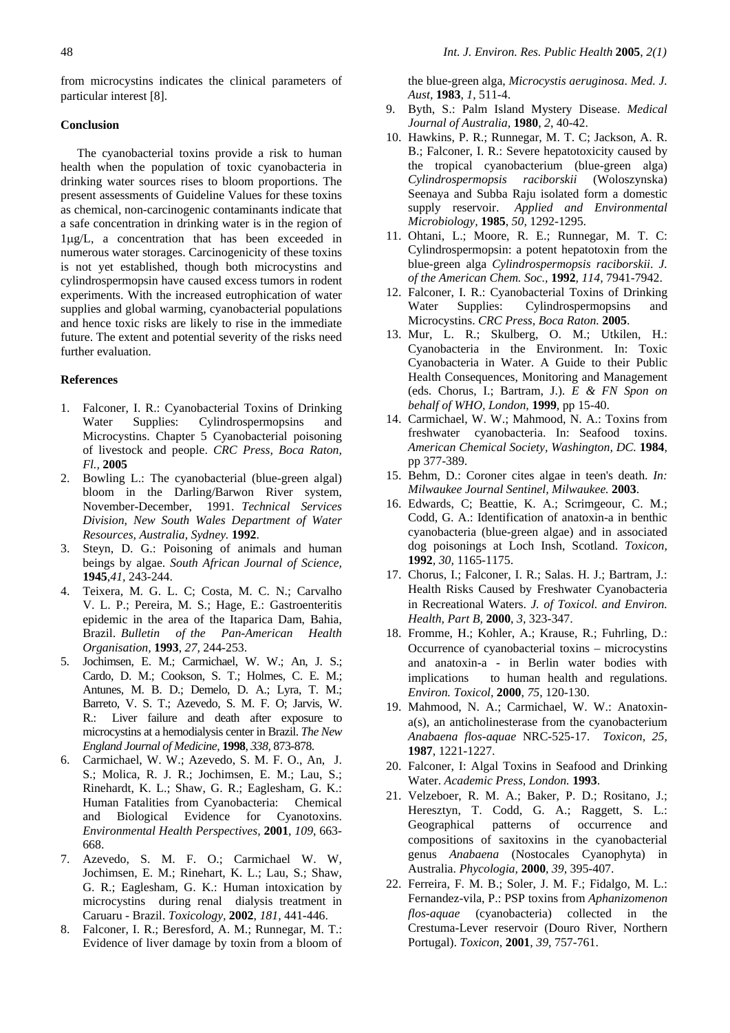from microcystins indicates the clinical parameters of particular interest [8].

**Conclusion**

The cyanobacterial toxins provide a risk to human health when the population of toxic cyanobacteria in drinking water sources rises to bloom proportions. The present assessments of Guideline Values for these toxins as chemical, non-carcinogenic contaminants indicate that a safe concentration in drinking water is in the region of 1μg/L, a concentration that has been exceeded in numerous water storages. Carcinogenicity of these toxins is not yet established, though both microcystins and cylindrospermopsin have caused excess tumors in rodent experiments. With the increased eutrophication of water supplies and global warming, cyanobacterial populations and hence toxic risks are likely to rise in the immediate future. The extent and potential severity of the risks need further evaluation.

**References**

1. Falconer, I. R.: Cyanobacterial Toxins of Drinking Water Supplies: Cylindrospermopsins and Microcystins. Chapter 5 Cyanobacterial poisoning of livestock and people. *CRC Press, Boca Raton, Fl.,* **2005**
2. Bowling L.: The cyanobacterial (blue-green algal) bloom in the Darling/Barwon River system, November-December, 1991. *Technical Services Division, New South Wales Department of Water Resources, Australia, Sydney.* **1992**.
3. Steyn, D. G.: Poisoning of animals and human beings by algae. *South African Journal of Science,* **1945**,*41*, 243-244.
4. Teixera, M. G. L. C; Costa, M. C. N.; Carvalho V. L. P.; Pereira, M. S.; Hage, E.: Gastroenteritis epidemic in the area of the Itaparica Dam, Bahia, Brazil. *Bulletin of the Pan-American Health Organisation,* **1993**, *27*, 244-253.
5. Jochimsen, E. M.; Carmichael, W. W.; An, J. S.; Cardo, D. M.; Cookson, S. T.; Holmes, C. E. M.; Antunes, M. B. D.; Demelo, D. A.; Lyra, T. M.; Barreto, V. S. T.; Azevedo, S. M. F. O; Jarvis, W. R.: Liver failure and death after exposure to microcystins at a hemodialysis center in Brazil. *The New England Journal of Medicine,* **1998**, *338*, 873-878.
6. Carmichael, W. W.; Azevedo, S. M. F. O., An, J. S.; Molica, R. J. R.; Jochimsen, E. M.; Lau, S.; Rinehardt, K. L.; Shaw, G. R.; Eaglesham, G. K.: Human Fatalities from Cyanobacteria: Chemical and Biological Evidence for Cyanotoxins. *Environmental Health Perspectives,* **2001**, *109*, 663-668.
7. Azevedo, S. M. F. O.; Carmichael W. W, Jochimsen, E. M.; Rinehart, K. L.; Lau, S.; Shaw, G. R.; Eaglesham, G. K.: Human intoxication by microcystins during renal dialysis treatment in Caruaru - Brazil. *Toxicology,* **2002**, *181*, 441-446.
8. Falconer, I. R.; Beresford, A. M.; Runnegar, M. T.: Evidence of liver damage by toxin from a bloom of the blue-green alga, *Microcystis aeruginosa*. *Med. J. Aust,* **1983**, *1*, 511-4.
9. Byth, S.: Palm Island Mystery Disease. *Medical Journal of Australia,* **1980**, *2*, 40-42.
10. Hawkins, P. R.; Runnegar, M. T. C; Jackson, A. R. B.; Falconer, I. R.: Severe hepatotoxicity caused by the tropical cyanobacterium (blue-green alga) *Cylindrospermopsis raciborskii* (Woloszynska) Seenaya and Subba Raju isolated form a domestic supply reservoir. *Applied and Environmental Microbiology,* **1985**, *50*, 1292-1295.
11. Ohtani, L.; Moore, R. E.; Runnegar, M. T. C: Cylindrospermopsin: a potent hepatotoxin from the blue-green alga *Cylindrospermopsis raciborskii*. *J. of the American Chem. Soc.,* **1992**, *114*, 7941-7942.
12. Falconer, I. R.: Cyanobacterial Toxins of Drinking Water Supplies: Cylindrospermopsins and Microcystins. *CRC Press, Boca Raton.* **2005**.
13. Mur, L. R.; Skulberg, O. M.; Utkilen, H.: Cyanobacteria in the Environment. In: Toxic Cyanobacteria in Water. A Guide to their Public Health Consequences, Monitoring and Management (eds. Chorus, I.; Bartram, J.). *E & FN Spon on behalf of WHO, London,* **1999**, pp 15-40.
14. Carmichael, W. W.; Mahmood, N. A.: Toxins from freshwater cyanobacteria. In: Seafood toxins. *American Chemical Society, Washington, DC.* **1984**, pp 377-389.
15. Behm, D.: Coroner cites algae in teen's death. *In: Milwaukee Journal Sentinel, Milwaukee.* **2003**.
16. Edwards, C; Beattie, K. A.; Scrimgeour, C. M.; Codd, G. A.: Identification of anatoxin-a in benthic cyanobacteria (blue-green algae) and in associated dog poisonings at Loch Insh, Scotland. *Toxicon,* **1992**, *30*, 1165-1175.
17. Chorus, I.; Falconer, I. R.; Salas. H. J.; Bartram, J.: Health Risks Caused by Freshwater Cyanobacteria in Recreational Waters. *J. of Toxicol. and Environ. Health, Part B,* **2000**, *3*, 323-347.
18. Fromme, H.; Kohler, A.; Krause, R.; Fuhrling, D.: Occurrence of cyanobacterial toxins – microcystins and anatoxin-a - in Berlin water bodies with implications to human health and regulations. *Environ. Toxicol,* **2000**, *75*, 120-130.
19. Mahmood, N. A.; Carmichael, W. W.: Anatoxin-a(s), an anticholinesterase from the cyanobacterium *Anabaena flos-aquae* NRC-525-17. *Toxicon, 25,* **1987**, 1221-1227.
20. Falconer, I: Algal Toxins in Seafood and Drinking Water. *Academic Press, London.* **1993**.
21. Velzeboer, R. M. A.; Baker, P. D.; Rositano, J.; Heresztyn, T. Codd, G. A.; Raggett, S. L.: Geographical patterns of occurrence and compositions of saxitoxins in the cyanobacterial genus *Anabaena* (Nostocales Cyanophyta) in Australia. *Phycologia,* **2000**, *39*, 395-407.
22. Ferreira, F. M. B.; Soler, J. M. F.; Fidalgo, M. L.: Fernandez-vila, P.: PSP toxins from *Aphanizomenon flos-aquae* (cyanobacteria) collected in the Crestuma-Lever reservoir (Douro River, Northern Portugal). *Toxicon,* **2001**, *39*, 757-761.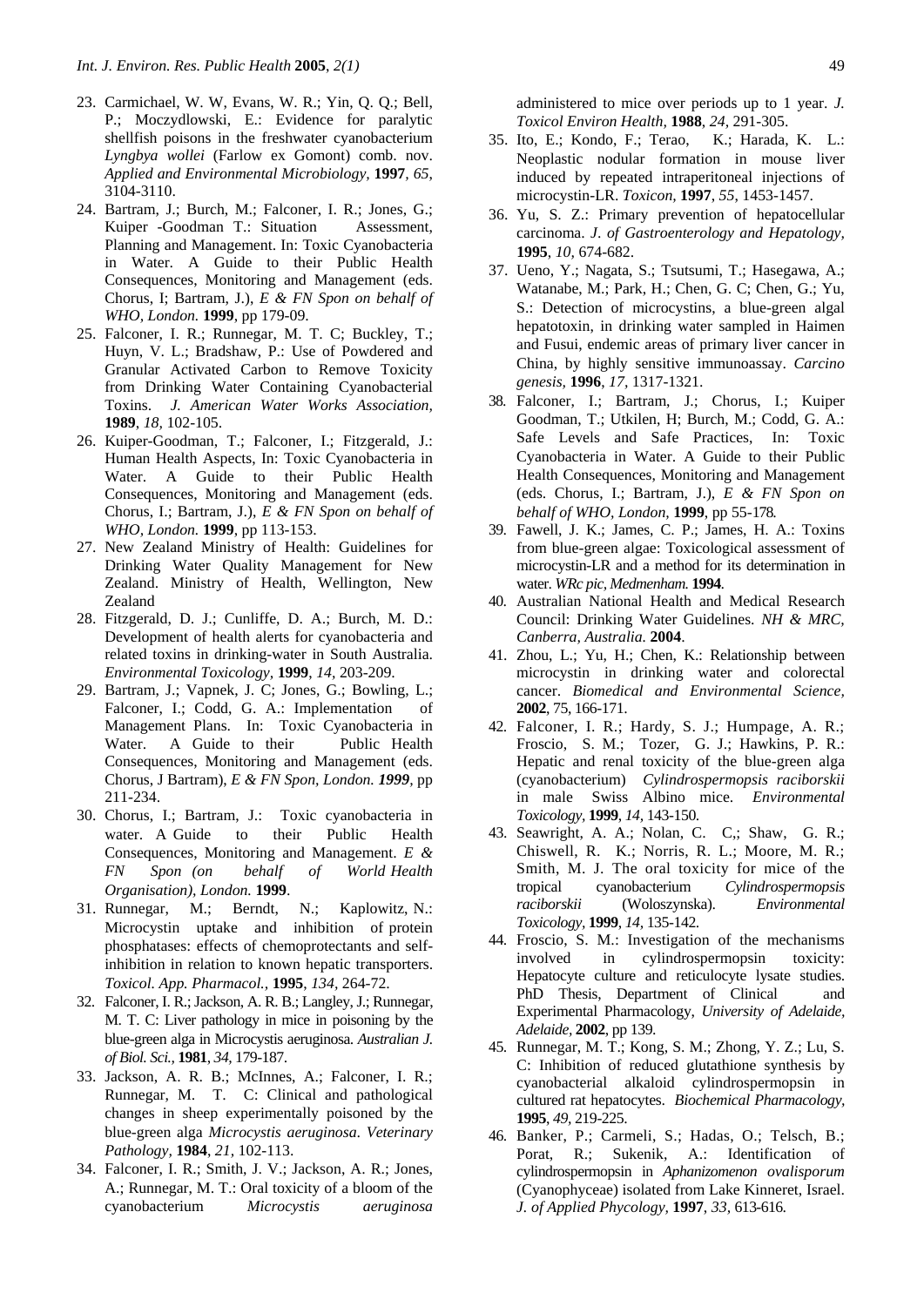23. Carmichael, W. W, Evans, W. R.; Yin, Q. Q.; Bell, P.; Moczydlowski, E.: Evidence for paralytic shellfish poisons in the freshwater cyanobacterium *Lyngbya wollei* (Farlow ex Gomont) comb. nov. *Applied and Environmental Microbiology,* **1997**, *65*, 3104-3110.
24. Bartram, J.; Burch, M.; Falconer, I. R.; Jones, G.; Kuiper -Goodman T.: Situation Assessment, Planning and Management. In: Toxic Cyanobacteria in Water. A Guide to their Public Health Consequences, Monitoring and Management (eds. Chorus, I; Bartram, J.), *E & FN Spon on behalf of WHO, London.* **1999**, pp 179-09.
25. Falconer, I. R.; Runnegar, M. T. C; Buckley, T.; Huyn, V. L.; Bradshaw, P.: Use of Powdered and Granular Activated Carbon to Remove Toxicity from Drinking Water Containing Cyanobacterial Toxins. *J. American Water Works Association,* **1989**, *18*, 102-105.
26. Kuiper-Goodman, T.; Falconer, I.; Fitzgerald, J.: Human Health Aspects, In: Toxic Cyanobacteria in Water. A Guide to their Public Health Consequences, Monitoring and Management (eds. Chorus, I.; Bartram, J.), *E & FN Spon on behalf of WHO, London.* **1999**, pp 113-153.
27. New Zealand Ministry of Health: Guidelines for Drinking Water Quality Management for New Zealand. Ministry of Health, Wellington, New Zealand
28. Fitzgerald, D. J.; Cunliffe, D. A.; Burch, M. D.: Development of health alerts for cyanobacteria and related toxins in drinking-water in South Australia. *Environmental Toxicology,* **1999**, *14*, 203-209.
29. Bartram, J.; Vapnek, J. C; Jones, G.; Bowling, L.; Falconer, I.; Codd, G. A.: Implementation of Management Plans. In: Toxic Cyanobacteria in Water. A Guide to their Public Health Consequences, Monitoring and Management (eds. Chorus, J Bartram), *E & FN Spon, London. **1999***, pp 211-234.
30. Chorus, I.; Bartram, J.: Toxic cyanobacteria in water. A Guide to their Public Health Consequences, Monitoring and Management. *E & FN Spon (on behalf of World Health Organisation), London.* **1999**.
31. Runnegar, M.; Berndt, N.; Kaplowitz, N.: Microcystin uptake and inhibition of protein phosphatases: effects of chemoprotectants and self-inhibition in relation to known hepatic transporters. *Toxicol. App. Pharmacol.,* **1995**, *134*, 264-72.
32. Falconer, I. R.; Jackson, A. R. B.; Langley, J.; Runnegar, M. T. C: Liver pathology in mice in poisoning by the blue-green alga in Microcystis aeruginosa. *Australian J. of Biol. Sci.,* **1981**, *34*, 179-187.
33. Jackson, A. R. B.; McInnes, A.; Falconer, I. R.; Runnegar, M. T. C: Clinical and pathological changes in sheep experimentally poisoned by the blue-green alga *Microcystis aeruginosa*. *Veterinary Pathology,* **1984**, *21*, 102-113.
34. Falconer, I. R.; Smith, J. V.; Jackson, A. R.; Jones, A.; Runnegar, M. T.: Oral toxicity of a bloom of the cyanobacterium *Microcystis aeruginosa* administered to mice over periods up to 1 year. *J. Toxicol Environ Health,* **1988**, *24*, 291-305.
35. Ito, E.; Kondo, F.; Terao, K.; Harada, K. L.: Neoplastic nodular formation in mouse liver induced by repeated intraperitoneal injections of microcystin-LR. *Toxicon,* **1997**, *55*, 1453-1457.
36. Yu, S. Z.: Primary prevention of hepatocellular carcinoma. *J. of Gastroenterology and Hepatology,* **1995**, *10*, 674-682.
37. Ueno, Y.; Nagata, S.; Tsutsumi, T.; Hasegawa, A.; Watanabe, M.; Park, H.; Chen, G. C; Chen, G.; Yu, S.: Detection of microcystins, a blue-green algal hepatotoxin, in drinking water sampled in Haimen and Fusui, endemic areas of primary liver cancer in China, by highly sensitive immunoassay. *Carcino genesis,* **1996**, *17*, 1317-1321.
38. Falconer, I.; Bartram, J.; Chorus, I.; Kuiper Goodman, T.; Utkilen, H; Burch, M.; Codd, G. A.: Safe Levels and Safe Practices, In: Toxic Cyanobacteria in Water. A Guide to their Public Health Consequences, Monitoring and Management (eds. Chorus, I.; Bartram, J.), *E & FN Spon on behalf of WHO, London,* **1999**, pp 55-178.
39. Fawell, J. K.; James, C. P.; James, H. A.: Toxins from blue-green algae: Toxicological assessment of microcystin-LR and a method for its determination in water. *WRc pic, Medmenham.* **1994**.
40. Australian National Health and Medical Research Council: Drinking Water Guidelines. *NH & MRC, Canberra, Australia.* **2004**.
41. Zhou, L.; Yu, H.; Chen, K.: Relationship between microcystin in drinking water and colorectal cancer. *Biomedical and Environmental Science,* **2002**, 75, 166-171.
42. Falconer, I. R.; Hardy, S. J.; Humpage, A. R.; Froscio, S. M.; Tozer, G. J.; Hawkins, P. R.: Hepatic and renal toxicity of the blue-green alga (cyanobacterium) *Cylindrospermopsis raciborskii* in male Swiss Albino mice. *Environmental Toxicology,* **1999**, *14*, 143-150.
43. Seawright, A. A.; Nolan, C. C,; Shaw, G. R.; Chiswell, R. K.; Norris, R. L.; Moore, M. R.; Smith, M. J. The oral toxicity for mice of the tropical cyanobacterium *Cylindrospermopsis raciborskii* (Woloszynska). *Environmental Toxicology,* **1999**, *14*, 135-142.
44. Froscio, S. M.: Investigation of the mechanisms involved in cylindrospermopsin toxicity: Hepatocyte culture and reticulocyte lysate studies. PhD Thesis, Department of Clinical and Experimental Pharmacology, *University of Adelaide, Adelaide,* **2002**, pp 139.
45. Runnegar, M. T.; Kong, S. M.; Zhong, Y. Z.; Lu, S. C: Inhibition of reduced glutathione synthesis by cyanobacterial alkaloid cylindrospermopsin in cultured rat hepatocytes. *Biochemical Pharmacology,* **1995**, *49*, 219-225.
46. Banker, P.; Carmeli, S.; Hadas, O.; Telsch, B.; Porat, R.; Sukenik, A.: Identification of cylindrospermopsin in *Aphanizomenon ovalisporum* (Cyanophyceae) isolated from Lake Kinneret, Israel. *J. of Applied Phycology,* **1997**, *33*, 613-616.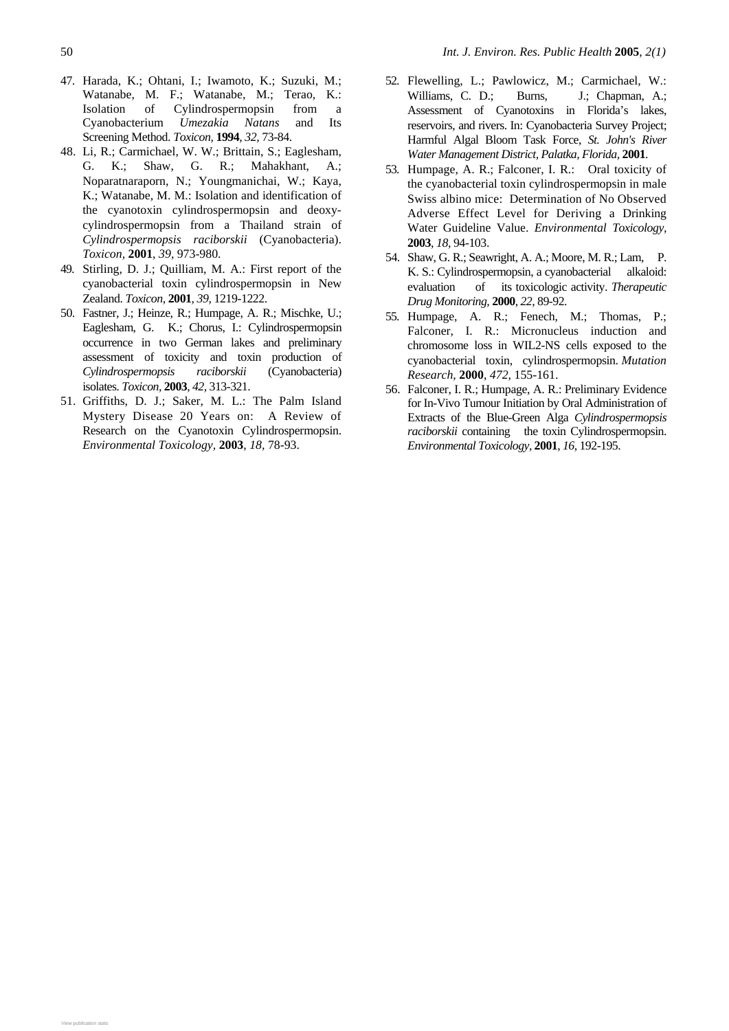47. Harada, K.; Ohtani, I.; Iwamoto, K.; Suzuki, M.; Watanabe, M. F.; Watanabe, M.; Terao, K.: Isolation of Cylindrospermopsin from a Cyanobacterium *Umezakia Natans* and Its Screening Method. *Toxicon,* **1994**, *32*, 73-84.
48. Li, R.; Carmichael, W. W.; Brittain, S.; Eaglesham, G. K.; Shaw, G. R.; Mahakhant, A.; Noparatnaraporn, N.; Youngmanichai, W.; Kaya, K.; Watanabe, M. M.: Isolation and identification of the cyanotoxin cylindrospermopsin and deoxy-cylindrospermopsin from a Thailand strain of *Cylindrospermopsis raciborskii* (Cyanobacteria). *Toxicon,* **2001**, *39*, 973-980.
49. Stirling, D. J.; Quilliam, M. A.: First report of the cyanobacterial toxin cylindrospermopsin in New Zealand. *Toxicon,* **2001**, *39,* 1219-1222.
50. Fastner, J.; Heinze, R.; Humpage, A. R.; Mischke, U.; Eaglesham, G. K.; Chorus, I.: Cylindrospermopsin occurrence in two German lakes and preliminary assessment of toxicity and toxin production of *Cylindrospermopsis raciborskii* (Cyanobacteria) isolates. *Toxicon,* **2003**, *42,* 313-321.
51. Griffiths, D. J.; Saker, M. L.: The Palm Island Mystery Disease 20 Years on: A Review of Research on the Cyanotoxin Cylindrospermopsin. *Environmental Toxicology,* **2003**, *18*, 78-93.
52. Flewelling, L.; Pawlowicz, M.; Carmichael, W.: Williams, C. D.; Burns, J.; Chapman, A.; Assessment of Cyanotoxins in Florida's lakes, reservoirs, and rivers. In: Cyanobacteria Survey Project; Harmful Algal Bloom Task Force, *St. John's River Water Management District, Palatka, Florida*, **2001**.
53. Humpage, A. R.; Falconer, I. R.: Oral toxicity of the cyanobacterial toxin cylindrospermopsin in male Swiss albino mice: Determination of No Observed Adverse Effect Level for Deriving a Drinking Water Guideline Value. *Environmental Toxicology,* **2003**, *18*, 94-103.
54. Shaw, G. R.; Seawright, A. A.; Moore, M. R.; Lam, P. K. S.: Cylindrospermopsin, a cyanobacterial alkaloid: evaluation of its toxicologic activity. *Therapeutic Drug Monitoring,* **2000**, *22*, 89-92.
55. Humpage, A. R.; Fenech, M.; Thomas, P.; Falconer, I. R.: Micronucleus induction and chromosome loss in WIL2-NS cells exposed to the cyanobacterial toxin, cylindrospermopsin. *Mutation Research,* **2000**, *472,* 155-161.
56. Falconer, I. R.; Humpage, A. R.: Preliminary Evidence for In-Vivo Tumour Initiation by Oral Administration of Extracts of the Blue-Green Alga *Cylindrospermopsis raciborskii* containing the toxin Cylindrospermopsin. *Environmental Toxicology*, **2001**, *16*, 192-195.